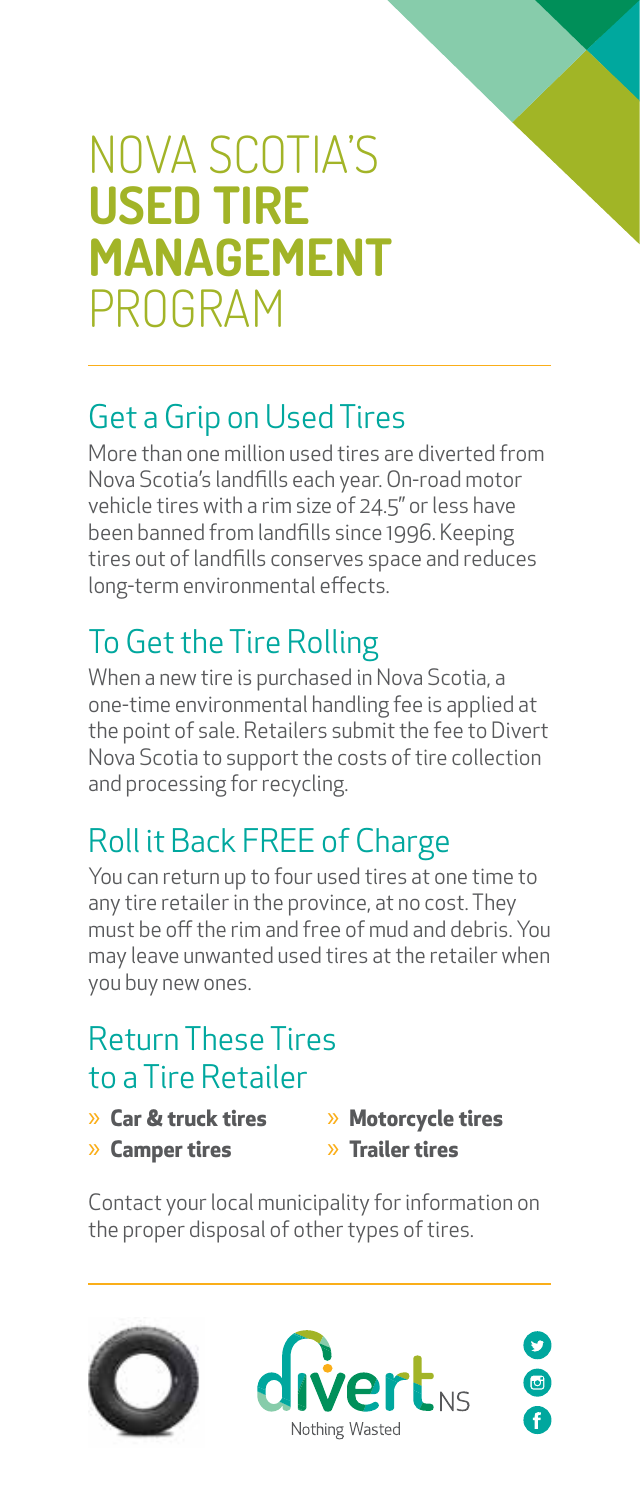# NOVA SCOTIA'S **USED TIRE MANAGEMENT** PROGRAM

## Get a Grip on Used Tires

More than one million used tires are diverted from Nova Scotia's landfills each year. On-road motor vehicle tires with a rim size of 24.5" or less have been banned from landfills since 1996. Keeping tires out of landfills conserves space and reduces long-term environmental effects.

## To Get the Tire Rolling

When a new tire is purchased in Nova Scotia, a one-time environmental handling fee is applied at the point of sale. Retailers submit the fee to Divert Nova Scotia to support the costs of tire collection and processing for recycling.

## Roll it Back FREE of Charge

You can return up to four used tires at one time to any tire retailer in the province, at no cost. They must be off the rim and free of mud and debris. You may leave unwanted used tires at the retailer when you buy new ones.

## Return These Tires to a Tire Retailer

- **Car & truck tires**
- **Motorcycle tires**
- **Camper tires**
- **Trailer tires**

Contact your local municipality for information on the proper disposal of other types of tires.

divert NS

Nothing Wasted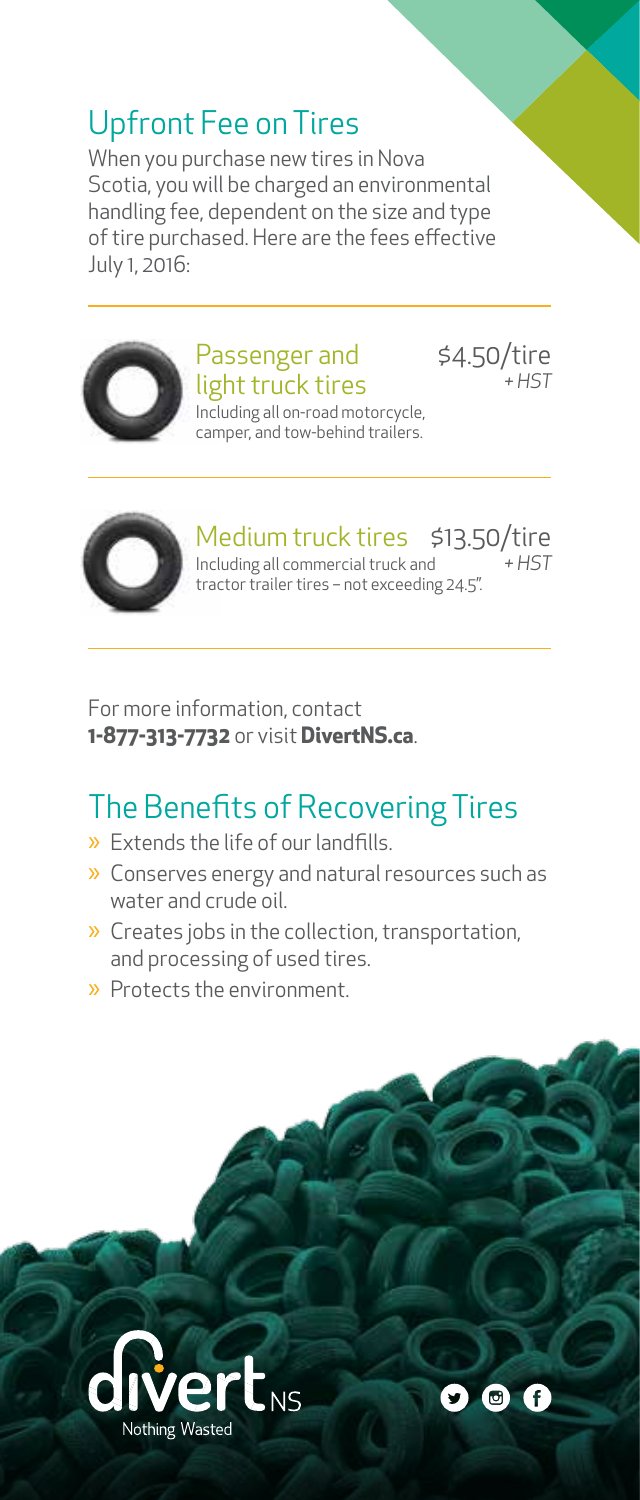## Upfront Fee on Tires

When you purchase new tires in Nova Scotia, you will be charged an environmental handling fee, dependent on the size and type of tire purchased. Here are the fees effective July 1, 2016:

### Passenger and light truck tires

$4.50/tire *+ HST*

Including all on-road motorcycle, camper, and tow-behind trailers.

### Medium truck tires

$13.50/tire *+ HST*

Including all commercial truck and tractor trailer tires – not exceeding 24.5".

For more information, contact **1-877-313-7732** or visit **DivertNS.ca**.

## The Benefits of Recovering Tires

- » Extends the life of our landfills.
- » Conserves energy and natural resources such as water and crude oil.
- » Creates jobs in the collection, transportation, and processing of used tires.
- » Protects the environment.

divert NS

Nothing Wasted